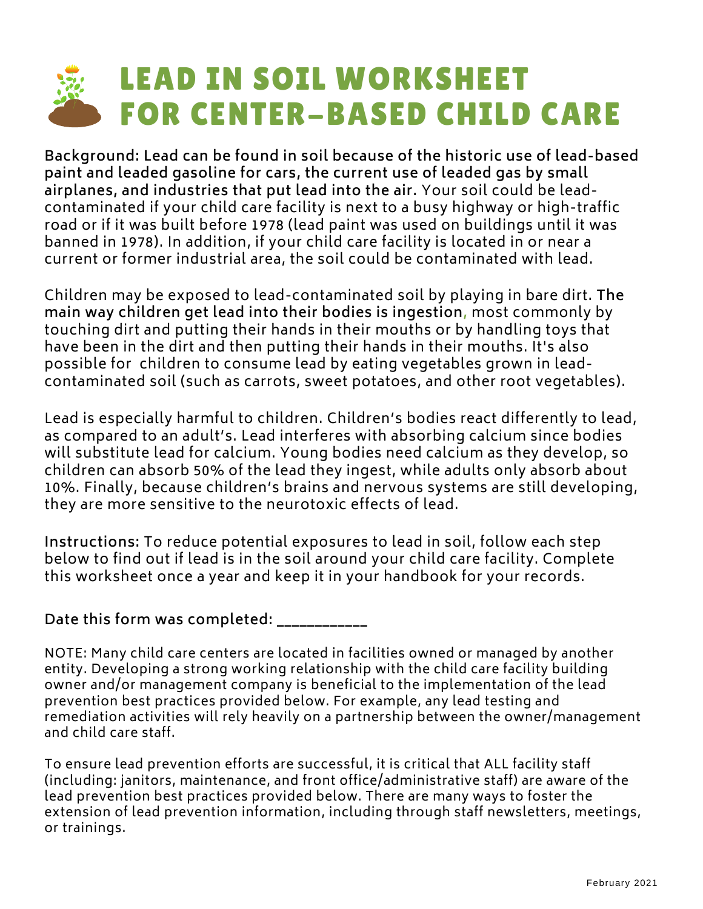# LEAD IN SOIL WORKSHEET FOR CENTER-BASED CHILD CARE

**Background: Lead can be found in soil because of the historic use of lead-based paint and leaded gasoline for cars, the current use of leaded gas by small airplanes, and industries that put lead into the air.** Your soil could be lead-contaminated if your child care facility is next to a busy highway or high-traffic road or if it was built before 1978 (lead paint was used on buildings until it was banned in 1978). In addition, if your child care facility is located in or near a current or former industrial area, the soil could be contaminated with lead.

Children may be exposed to lead-contaminated soil by playing in bare dirt. **The main way children get lead into their bodies is ingestion**, most commonly by touching dirt and putting their hands in their mouths or by handling toys that have been in the dirt and then putting their hands in their mouths. It's also possible for children to consume lead by eating vegetables grown in lead-contaminated soil (such as carrots, sweet potatoes, and other root vegetables).

Lead is especially harmful to children. Children's bodies react differently to lead, as compared to an adult's. Lead interferes with absorbing calcium since bodies will substitute lead for calcium. Young bodies need calcium as they develop, so children can absorb 50% of the lead they ingest, while adults only absorb about 10%. Finally, because children's brains and nervous systems are still developing, they are more sensitive to the neurotoxic effects of lead.

**Instructions:** To reduce potential exposures to lead in soil, follow each step below to find out if lead is in the soil around your child care facility. Complete this worksheet once a year and keep it in your handbook for your records.

**Date this form was completed: ___________**

NOTE: Many child care centers are located in facilities owned or managed by another entity. Developing a strong working relationship with the child care facility building owner and/or management company is beneficial to the implementation of the lead prevention best practices provided below. For example, any lead testing and remediation activities will rely heavily on a partnership between the owner/management and child care staff.

To ensure lead prevention efforts are successful, it is critical that ALL facility staff (including: janitors, maintenance, and front office/administrative staff) are aware of the lead prevention best practices provided below. There are many ways to foster the extension of lead prevention information, including through staff newsletters, meetings, or trainings.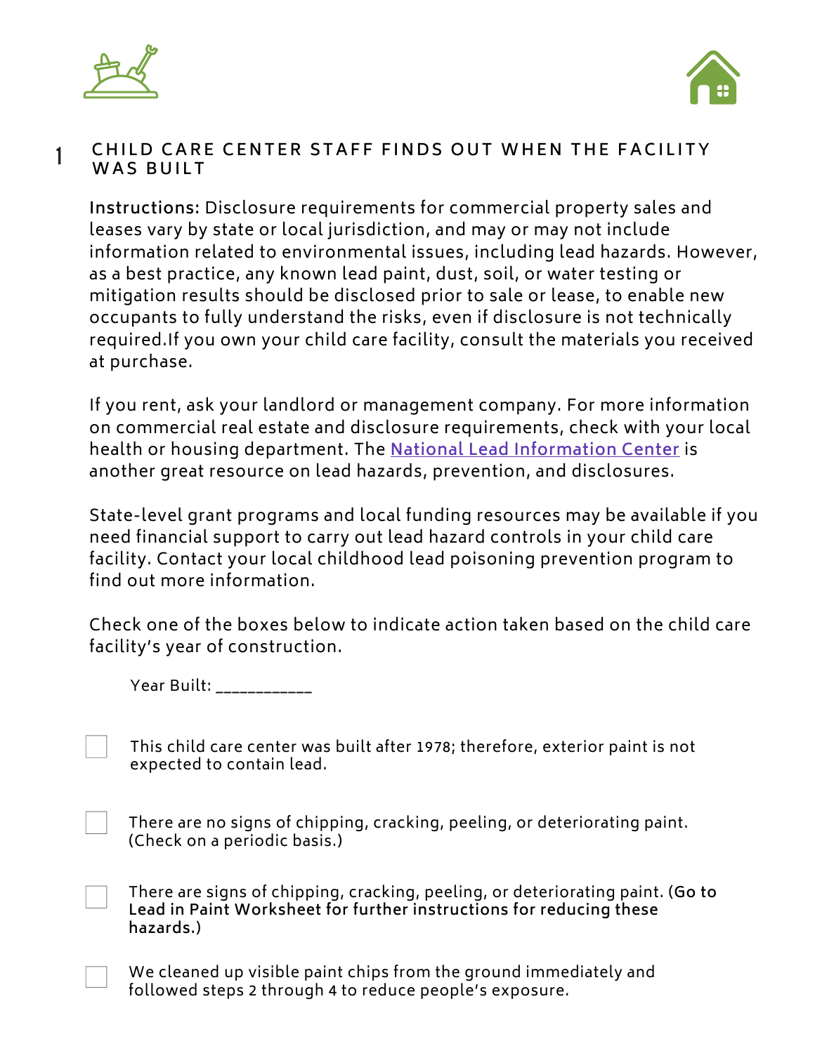## 1 CHILD CARE CENTER STAFF FINDS OUT WHEN THE FACILITY WAS BUILT

**Instructions:** Disclosure requirements for commercial property sales and leases vary by state or local jurisdiction, and may or may not include information related to environmental issues, including lead hazards. However, as a best practice, any known lead paint, dust, soil, or water testing or mitigation results should be disclosed prior to sale or lease, to enable new occupants to fully understand the risks, even if disclosure is not technically required.If you own your child care facility, consult the materials you received at purchase.

If you rent, ask your landlord or management company. For more information on commercial real estate and disclosure requirements, check with your local health or housing department. The National Lead Information Center is another great resource on lead hazards, prevention, and disclosures.

State-level grant programs and local funding resources may be available if you need financial support to carry out lead hazard controls in your child care facility. Contact your local childhood lead poisoning prevention program to find out more information.

Check one of the boxes below to indicate action taken based on the child care facility's year of construction.

Year Built: ___________

- [ ] This child care center was built after 1978; therefore, exterior paint is not expected to contain lead.
- [ ] There are no signs of chipping, cracking, peeling, or deteriorating paint. (Check on a periodic basis.)
- [ ] There are signs of chipping, cracking, peeling, or deteriorating paint. **(Go to Lead in Paint Worksheet for further instructions for reducing these hazards.)**
- [ ] We cleaned up visible paint chips from the ground immediately and followed steps 2 through 4 to reduce people's exposure.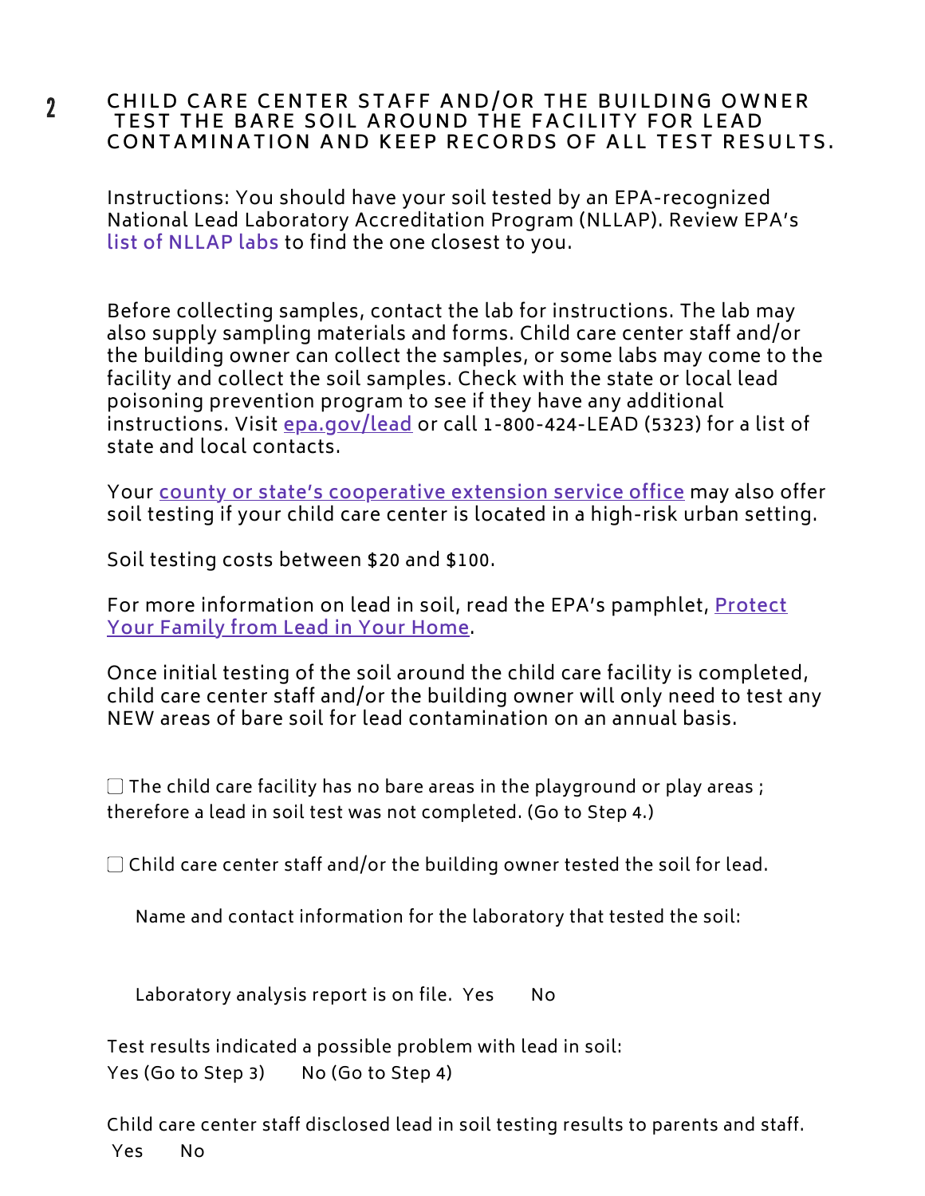## 2 CHILD CARE CENTER STAFF AND/OR THE BUILDING OWNER TEST THE BARE SOIL AROUND THE FACILITY FOR LEAD CONTAMINATION AND KEEP RECORDS OF ALL TEST RESULTS.

Instructions: You should have your soil tested by an EPA-recognized National Lead Laboratory Accreditation Program (NLLAP). Review EPA's list of NLLAP labs to find the one closest to you.

Before collecting samples, contact the lab for instructions. The lab may also supply sampling materials and forms. Child care center staff and/or the building owner can collect the samples, or some labs may come to the facility and collect the soil samples. Check with the state or local lead poisoning prevention program to see if they have any additional instructions. Visit epa.gov/lead or call 1-800-424-LEAD (5323) for a list of state and local contacts.

Your county or state's cooperative extension service office may also offer soil testing if your child care center is located in a high-risk urban setting.

Soil testing costs between $20 and $100.

For more information on lead in soil, read the EPA's pamphlet, Protect Your Family from Lead in Your Home.

Once initial testing of the soil around the child care facility is completed, child care center staff and/or the building owner will only need to test any NEW areas of bare soil for lead contamination on an annual basis.

☐ The child care facility has no bare areas in the playground or play areas ; therefore a lead in soil test was not completed. (Go to Step 4.)

☐ Child care center staff and/or the building owner tested the soil for lead.

Name and contact information for the laboratory that tested the soil:

Laboratory analysis report is on file. Yes No

Test results indicated a possible problem with lead in soil:
Yes (Go to Step 3) No (Go to Step 4)

Child care center staff disclosed lead in soil testing results to parents and staff.
Yes No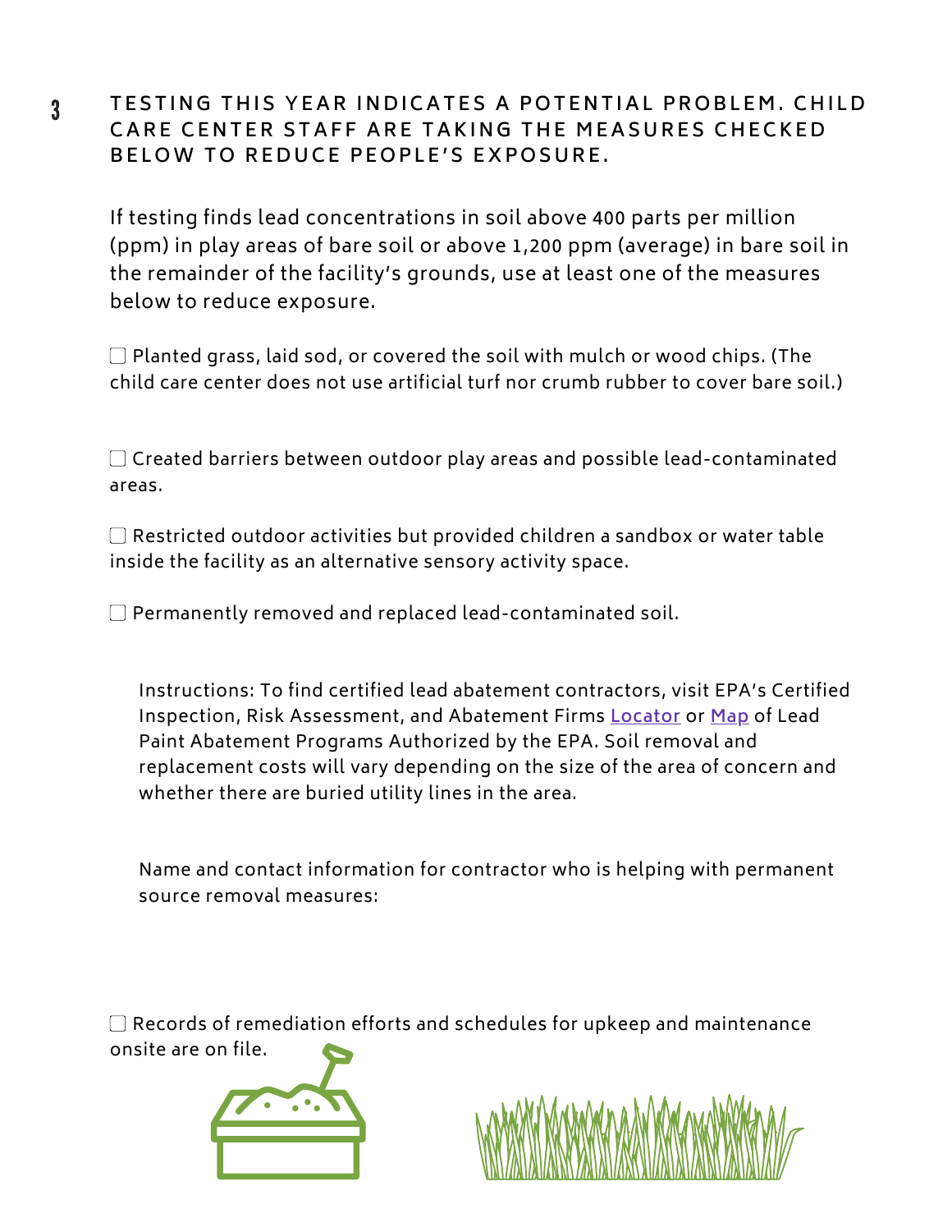## 3 TESTING THIS YEAR INDICATES A POTENTIAL PROBLEM. CHILD CARE CENTER STAFF ARE TAKING THE MEASURES CHECKED BELOW TO REDUCE PEOPLE'S EXPOSURE.

If testing finds lead concentrations in soil above 400 parts per million (ppm) in play areas of bare soil or above 1,200 ppm (average) in bare soil in the remainder of the facility's grounds, use at least one of the measures below to reduce exposure.

- [ ] Planted grass, laid sod, or covered the soil with mulch or wood chips. (The child care center does not use artificial turf nor crumb rubber to cover bare soil.)

- [ ] Created barriers between outdoor play areas and possible lead-contaminated areas.

- [ ] Restricted outdoor activities but provided children a sandbox or water table inside the facility as an alternative sensory activity space.

- [ ] Permanently removed and replaced lead-contaminated soil.

Instructions: To find certified lead abatement contractors, visit EPA's Certified Inspection, Risk Assessment, and Abatement Firms Locator or Map of Lead Paint Abatement Programs Authorized by the EPA. Soil removal and replacement costs will vary depending on the size of the area of concern and whether there are buried utility lines in the area.

Name and contact information for contractor who is helping with permanent source removal measures:

- [ ] Records of remediation efforts and schedules for upkeep and maintenance onsite are on file.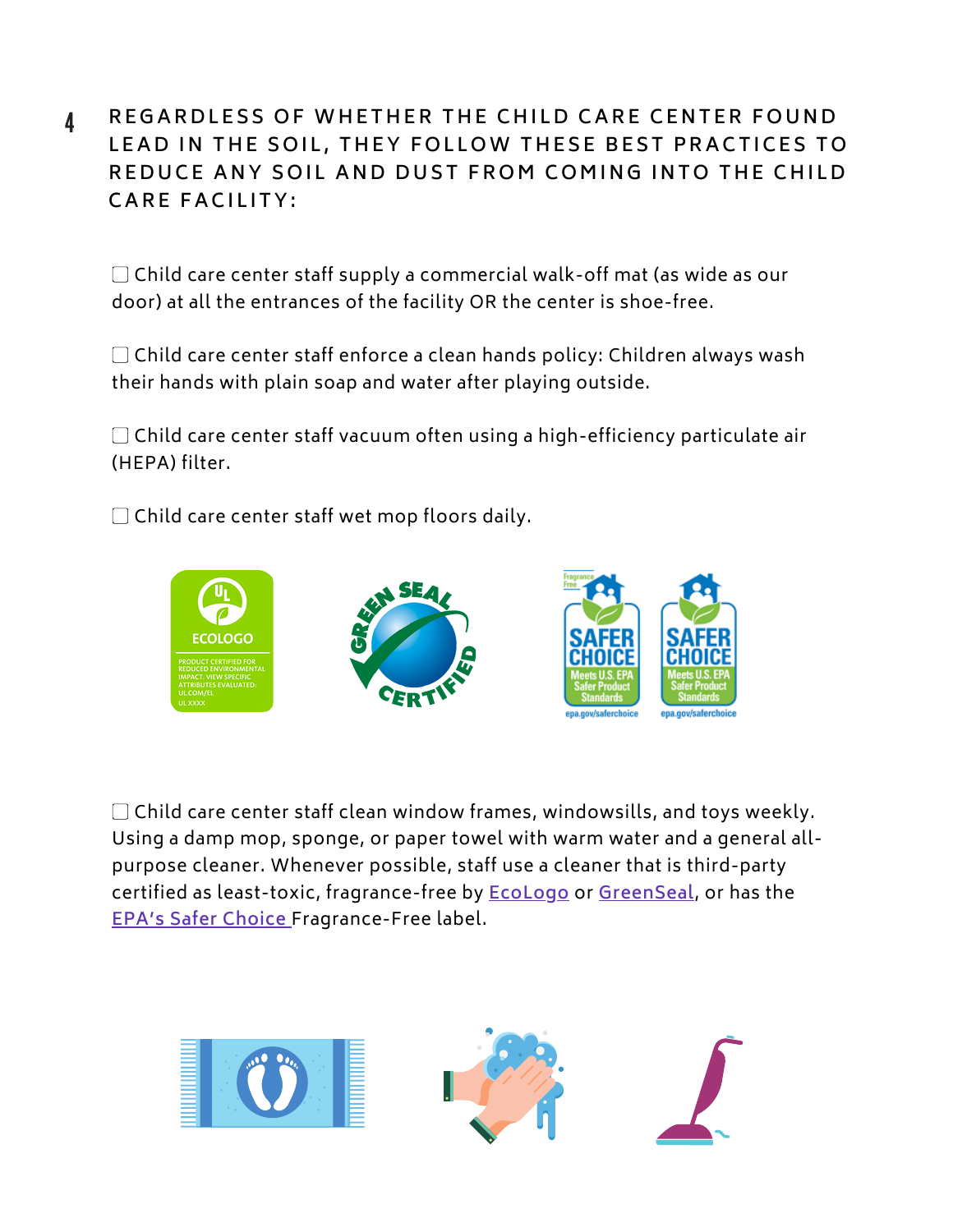## 4 REGARDLESS OF WHETHER THE CHILD CARE CENTER FOUND LEAD IN THE SOIL, THEY FOLLOW THESE BEST PRACTICES TO REDUCE ANY SOIL AND DUST FROM COMING INTO THE CHILD CARE FACILITY:

- [ ] Child care center staff supply a commercial walk-off mat (as wide as our door) at all the entrances of the facility OR the center is shoe-free.

- [ ] Child care center staff enforce a clean hands policy: Children always wash their hands with plain soap and water after playing outside.

- [ ] Child care center staff vacuum often using a high-efficiency particulate air (HEPA) filter.

- [ ] Child care center staff wet mop floors daily.

- [ ] Child care center staff clean window frames, windowsills, and toys weekly. Using a damp mop, sponge, or paper towel with warm water and a general all-purpose cleaner. Whenever possible, staff use a cleaner that is third-party certified as least-toxic, fragrance-free by EcoLogo or GreenSeal, or has the EPA's Safer Choice Fragrance-Free label.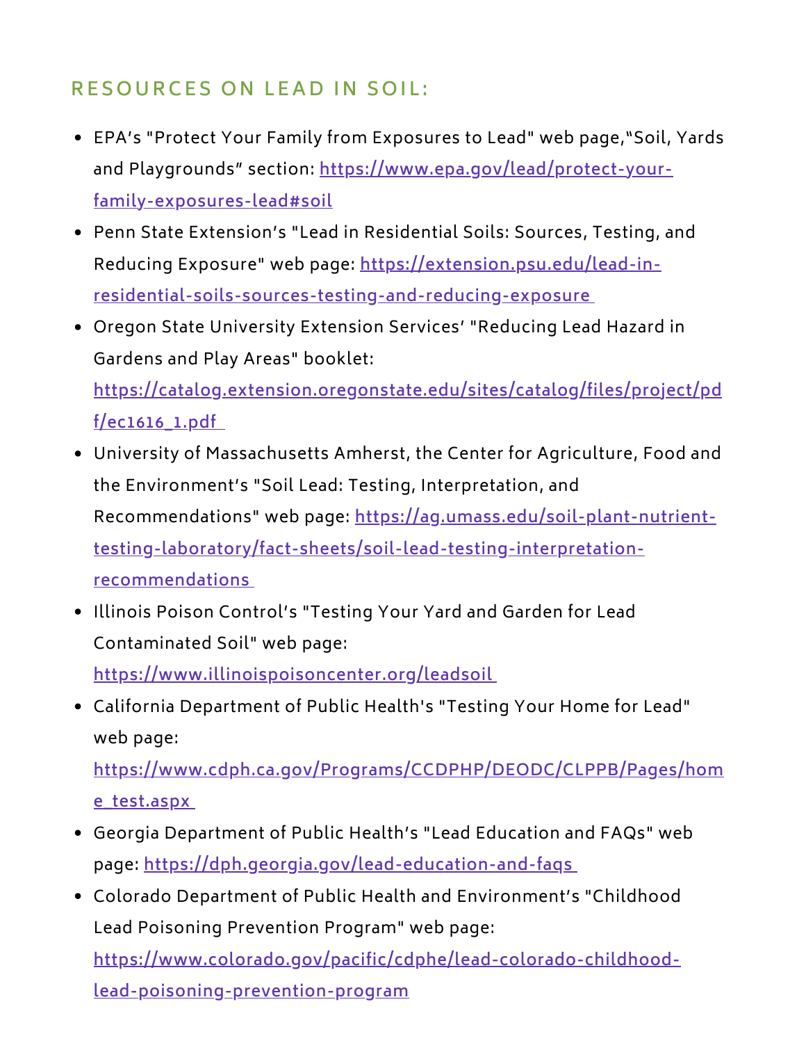## RESOURCES ON LEAD IN SOIL:

- EPA's "Protect Your Family from Exposures to Lead" web page,"Soil, Yards and Playgrounds" section: [https://www.epa.gov/lead/protect-your-family-exposures-lead#soil](https://www.epa.gov/lead/protect-your-family-exposures-lead#soil)
- Penn State Extension's "Lead in Residential Soils: Sources, Testing, and Reducing Exposure" web page: [https://extension.psu.edu/lead-in-residential-soils-sources-testing-and-reducing-exposure](https://extension.psu.edu/lead-in-residential-soils-sources-testing-and-reducing-exposure)
- Oregon State University Extension Services' "Reducing Lead Hazard in Gardens and Play Areas" booklet: [https://catalog.extension.oregonstate.edu/sites/catalog/files/project/pdf/ec1616_1.pdf](https://catalog.extension.oregonstate.edu/sites/catalog/files/project/pdf/ec1616_1.pdf)
- University of Massachusetts Amherst, the Center for Agriculture, Food and the Environment's "Soil Lead: Testing, Interpretation, and Recommendations" web page: [https://ag.umass.edu/soil-plant-nutrient-testing-laboratory/fact-sheets/soil-lead-testing-interpretation-recommendations](https://ag.umass.edu/soil-plant-nutrient-testing-laboratory/fact-sheets/soil-lead-testing-interpretation-recommendations)
- Illinois Poison Control's "Testing Your Yard and Garden for Lead Contaminated Soil" web page: [https://www.illinoispoisoncenter.org/leadsoil](https://www.illinoispoisoncenter.org/leadsoil)
- California Department of Public Health's "Testing Your Home for Lead" web page: [https://www.cdph.ca.gov/Programs/CCDPHP/DEODC/CLPPB/Pages/home_test.aspx](https://www.cdph.ca.gov/Programs/CCDPHP/DEODC/CLPPB/Pages/home_test.aspx)
- Georgia Department of Public Health's "Lead Education and FAQs" web page: [https://dph.georgia.gov/lead-education-and-faqs](https://dph.georgia.gov/lead-education-and-faqs)
- Colorado Department of Public Health and Environment's "Childhood Lead Poisoning Prevention Program" web page: [https://www.colorado.gov/pacific/cdphe/lead-colorado-childhood-lead-poisoning-prevention-program](https://www.colorado.gov/pacific/cdphe/lead-colorado-childhood-lead-poisoning-prevention-program)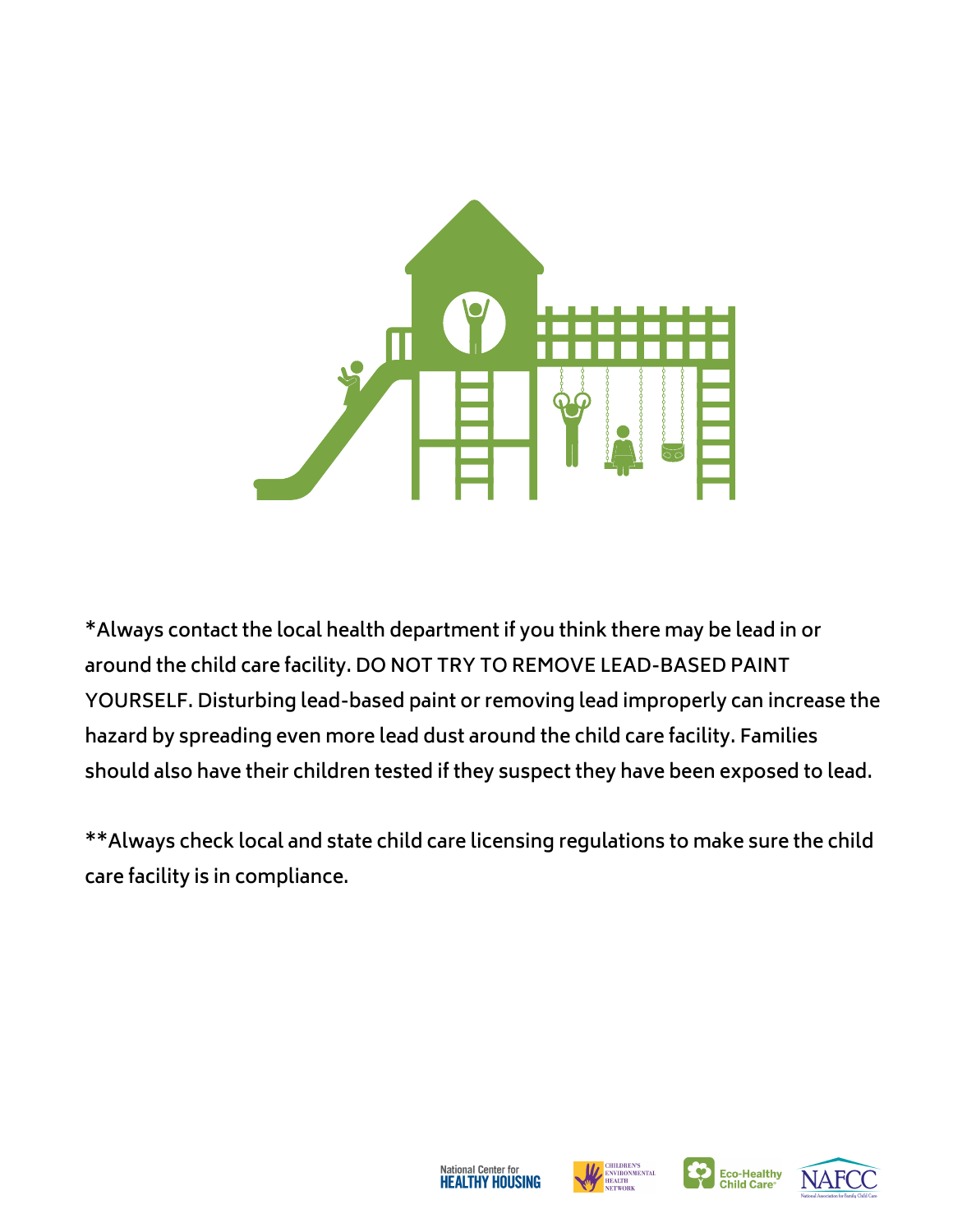*Always contact the local health department if you think there may be lead in or around the child care facility. DO NOT TRY TO REMOVE LEAD-BASED PAINT YOURSELF. Disturbing lead-based paint or removing lead improperly can increase the hazard by spreading even more lead dust around the child care facility. Families should also have their children tested if they suspect they have been exposed to lead.

**Always check local and state child care licensing regulations to make sure the child care facility is in compliance.